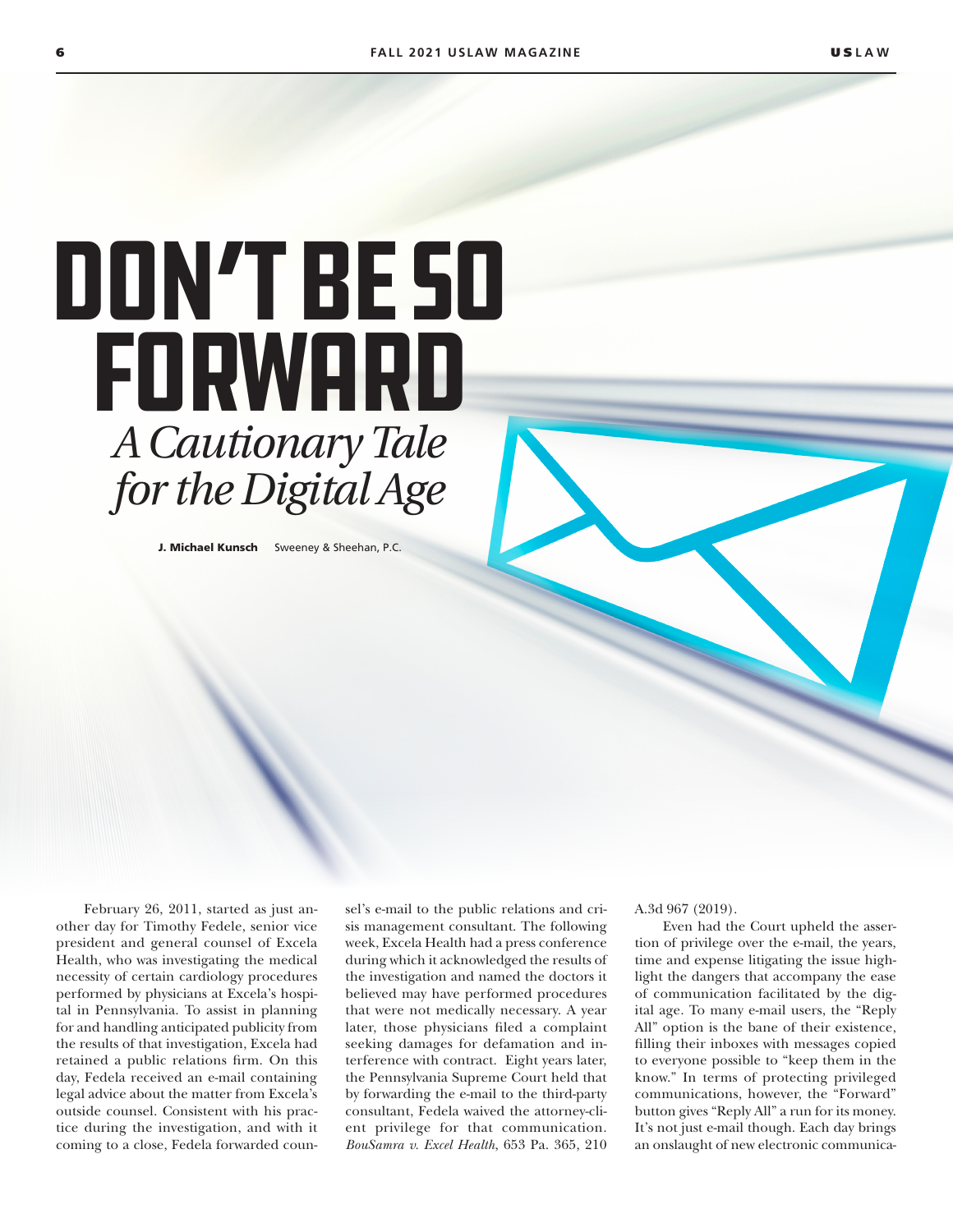# DON'T BE SO FORWARD

## *A Cautionary Tale for the Digital Age*

**J. Michael Kunsch** Sweeney & Sheehan, P.C.

February 26, 2011, started as just another day for Timothy Fedele, senior vice president and general counsel of Excela Health, who was investigating the medical necessity of certain cardiology procedures performed by physicians at Excela's hospital in Pennsylvania. To assist in planning for and handling anticipated publicity from the results of that investigation, Excela had retained a public relations firm. On this day, Fedela received an e-mail containing legal advice about the matter from Excela's outside counsel. Consistent with his practice during the investigation, and with it coming to a close, Fedela forwarded counsel's e-mail to the public relations and crisis management consultant. The following week, Excela Health had a press conference during which it acknowledged the results of the investigation and named the doctors it believed may have performed procedures that were not medically necessary. A year later, those physicians filed a complaint seeking damages for defamation and interference with contract. Eight years later, the Pennsylvania Supreme Court held that by forwarding the e-mail to the third-party consultant, Fedela waived the attorney-client privilege for that communication. *BouSamra v. Excel Health*, 653 Pa. 365, 210 A.3d 967 (2019).

Even had the Court upheld the assertion of privilege over the e-mail, the years, time and expense litigating the issue highlight the dangers that accompany the ease of communication facilitated by the digital age. To many e-mail users, the "Reply All" option is the bane of their existence, filling their inboxes with messages copied to everyone possible to "keep them in the know." In terms of protecting privileged communications, however, the "Forward" button gives "Reply All" a run for its money. It's not just e-mail though. Each day brings an onslaught of new electronic communica-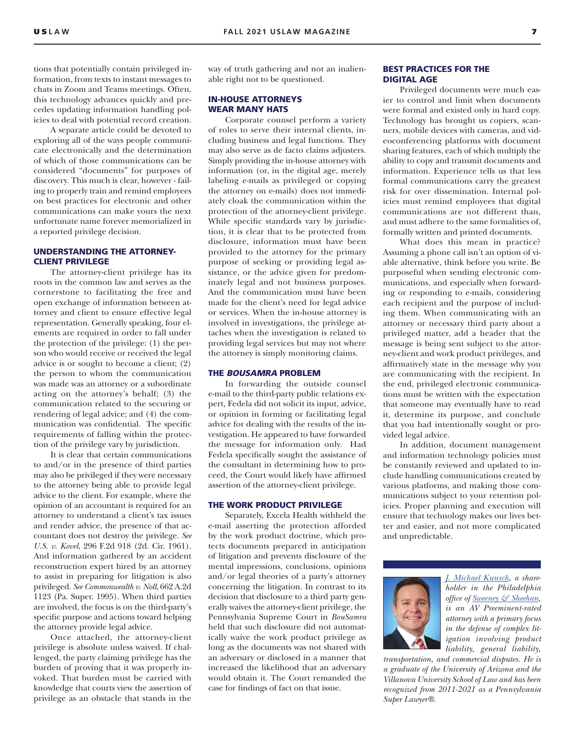tions that potentially contain privileged information, from texts to instant messages to chats in Zoom and Teams meetings. Often, this technology advances quickly and precedes updating information handling policies to deal with potential record creation.

A separate article could be devoted to exploring all of the ways people communicate electronically and the determination of which of those communications can be considered "documents" for purposes of discovery. This much is clear, however - failing to properly train and remind employees on best practices for electronic and other communications can make yours the next unfortunate name forever memorialized in a reported privilege decision.

## UNDERSTANDING THE ATTORNEY-CLIENT PRIVILEGE

The attorney-client privilege has its roots in the common law and serves as the cornerstone to facilitating the free and open exchange of information between attorney and client to ensure effective legal representation. Generally speaking, four elements are required in order to fall under the protection of the privilege: (1) the person who would receive or received the legal advice is or sought to become a client; (2) the person to whom the communication was made was an attorney or a subordinate acting on the attorney's behalf; (3) the communication related to the securing or rendering of legal advice; and (4) the communication was confidential. The specific requirements of falling within the protection of the privilege vary by jurisdiction.

It is clear that certain communications to and/or in the presence of third parties may also be privileged if they were necessary to the attorney being able to provide legal advice to the client. For example, where the opinion of an accountant is required for an attorney to understand a client's tax issues and render advice, the presence of that accountant does not destroy the privilege. *See U.S. v. Kovel*, 296 F.2d 918 (2d. Cir. 1961). And information gathered by an accident reconstruction expert hired by an attorney to assist in preparing for litigation is also privileged. *See Commonwealth v. Noll*, 662 A.2d 1123 (Pa. Super. 1995). When third parties are involved, the focus is on the third-party's specific purpose and actions toward helping the attorney provide legal advice.

Once attached, the attorney-client privilege is absolute unless waived. If challenged, the party claiming privilege has the burden of proving that it was properly invoked. That burden must be carried with knowledge that courts view the assertion of privilege as an obstacle that stands in the way of truth gathering and not an inalienable right not to be questioned.

## IN-HOUSE ATTORNEYS WEAR MANY HATS

Corporate counsel perform a variety of roles to serve their internal clients, including business and legal functions. They may also serve as de facto claims adjusters. Simply providing the in-house attorney with information (or, in the digital age, merely labeling e-mails as privileged or copying the attorney on e-mails) does not immediately cloak the communication within the protection of the attorney-client privilege. While specific standards vary by jurisdiction, it is clear that to be protected from disclosure, information must have been provided to the attorney for the primary purpose of seeking or providing legal assistance, or the advice given for predominately legal and not business purposes. And the communication must have been made for the client's need for legal advice or services. When the in-house attorney is involved in investigations, the privilege attaches when the investigation is related to providing legal services but may not where the attorney is simply monitoring claims.

## THE *BOUSAMRA* PROBLEM

In forwarding the outside counsel e-mail to the third-party public relations expert, Fedela did not solicit its input, advice, or opinion in forming or facilitating legal advice for dealing with the results of the investigation. He appeared to have forwarded the message for information only. Had Fedela specifically sought the assistance of the consultant in determining how to proceed, the Court would likely have affirmed assertion of the attorney-client privilege.

## THE WORK PRODUCT PRIVILEGE

Separately, Excela Health withheld the e-mail asserting the protection afforded by the work product doctrine, which protects documents prepared in anticipation of litigation and prevents disclosure of the mental impressions, conclusions, opinions and/or legal theories of a party's attorney concerning the litigation. In contrast to its decision that disclosure to a third party generally waives the attorney-client privilege, the Pennsylvania Supreme Court in *BouSamra* held that such disclosure did not automatically waive the work product privilege as long as the documents was not shared with an adversary or disclosed in a manner that increased the likelihood that an adversary would obtain it. The Court remanded the case for findings of fact on that issue.

## BEST PRACTICES FOR THE DIGITAL AGE

Privileged documents were much easier to control and limit when documents were formal and existed only in hard copy. Technology has brought us copiers, scanners, mobile devices with cameras, and videoconferencing platforms with document sharing features, each of which multiply the ability to copy and transmit documents and information. Experience tells us that less formal communications carry the greatest risk for over dissemination. Internal policies must remind employees that digital communications are not different than, and must adhere to the same formalities of, formally written and printed documents.

What does this mean in practice? Assuming a phone call isn't an option of viable alternative, think before you write. Be purposeful when sending electronic communications, and especially when forwarding or responding to e-mails, considering each recipient and the purpose of including them. When communicating with an attorney or necessary third party about a privileged matter, add a header that the message is being sent subject to the attorney-client and work product privileges, and affirmatively state in the message why you are communicating with the recipient. In the end, privileged electronic communications must be written with the expectation that someone may eventually have to read it, determine its purpose, and conclude that you had intentionally sought or provided legal advice.

In addition, document management and information technology policies must be constantly reviewed and updated to include handling communications created by various platforms, and making those communications subject to your retention policies. Proper planning and execution will ensure that technology makes our lives better and easier, and not more complicated and unpredictable.

*J. Michael Kunsch, a shareholder in the Philadelphia office of Sweeney & Sheehan, is an AV Preeminent-rated attorney with a primary focus in the defense of complex litigation involving product liability, general liability, transportation, and commercial disputes. He is a graduate of the University of Arizona and the Villanova University School of Law and has been recognized from 2011-2021 as a Pennsylvania Super Lawyer®.*